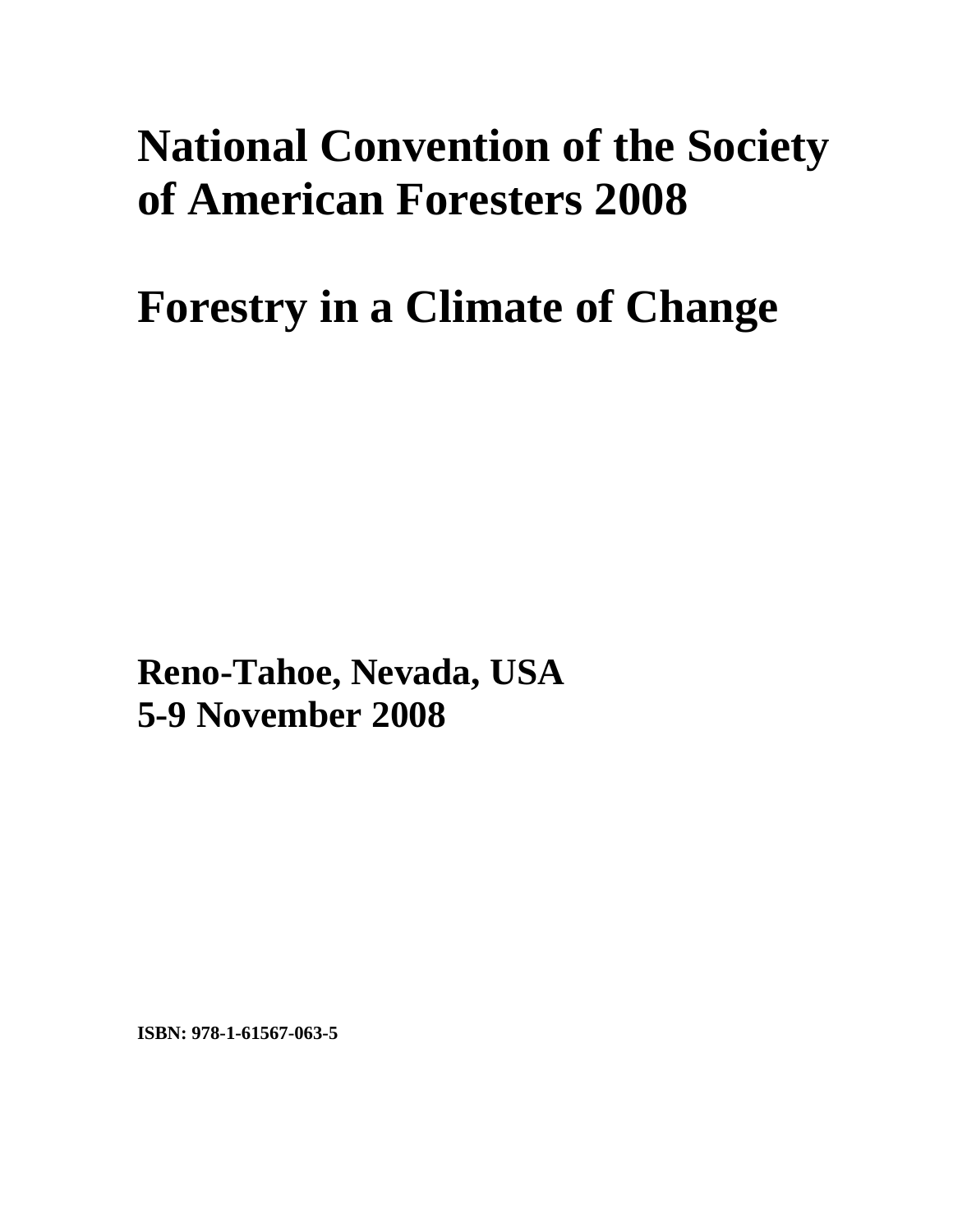# National Convention of the Society of American Foresters 2008

# Forestry in a Climate of Change

**Reno-Tahoe, Nevada, USA**
**5-9 November 2008**

**ISBN: 978-1-61567-063-5**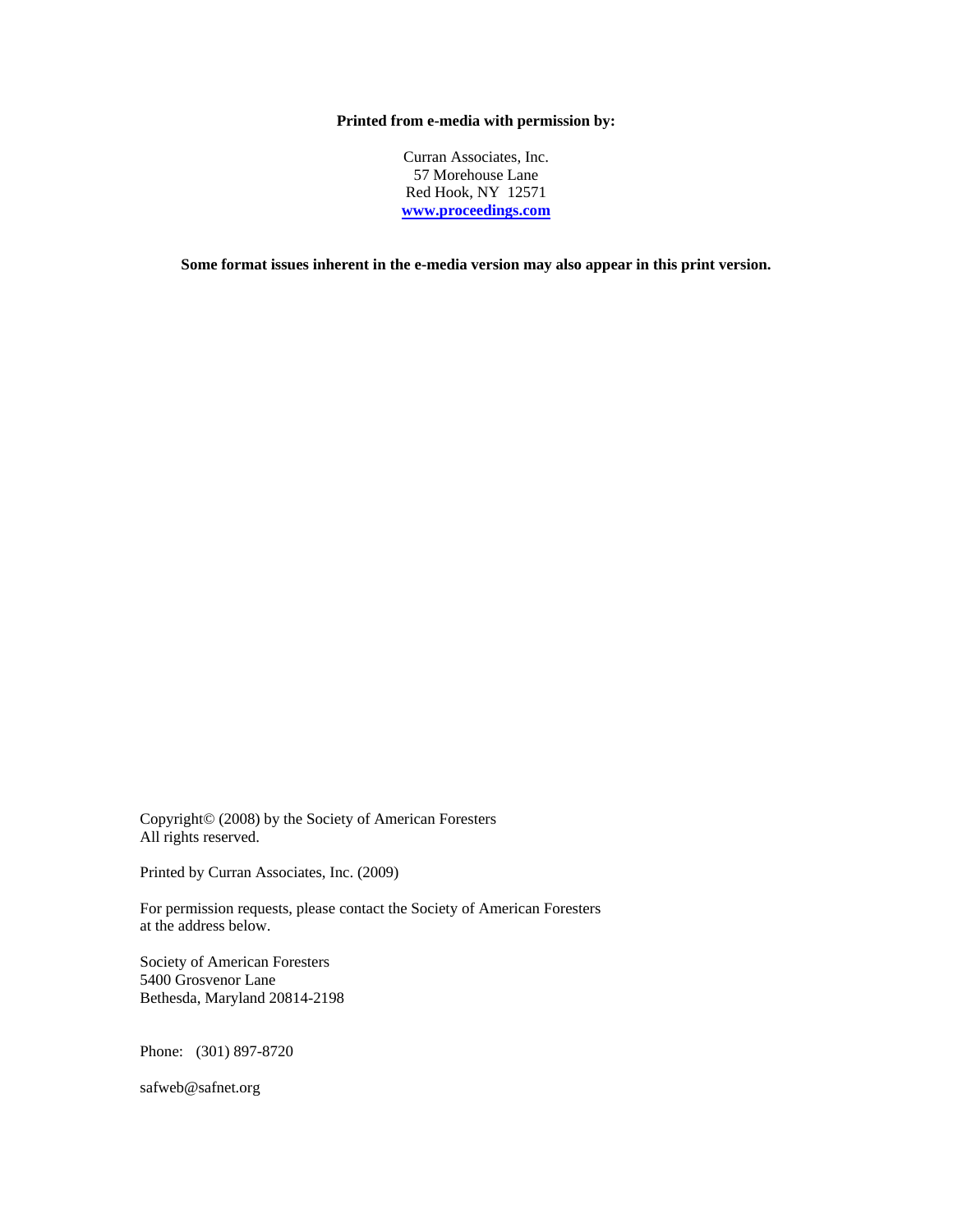**Printed from e-media with permission by:**

Curran Associates, Inc.
57 Morehouse Lane
Red Hook, NY 12571
**www.proceedings.com**

**Some format issues inherent in the e-media version may also appear in this print version.**

Copyright© (2008) by the Society of American Foresters
All rights reserved.

Printed by Curran Associates, Inc. (2009)

For permission requests, please contact the Society of American Foresters
at the address below.

Society of American Foresters
5400 Grosvenor Lane
Bethesda, Maryland 20814-2198

Phone: (301) 897-8720

safweb@safnet.org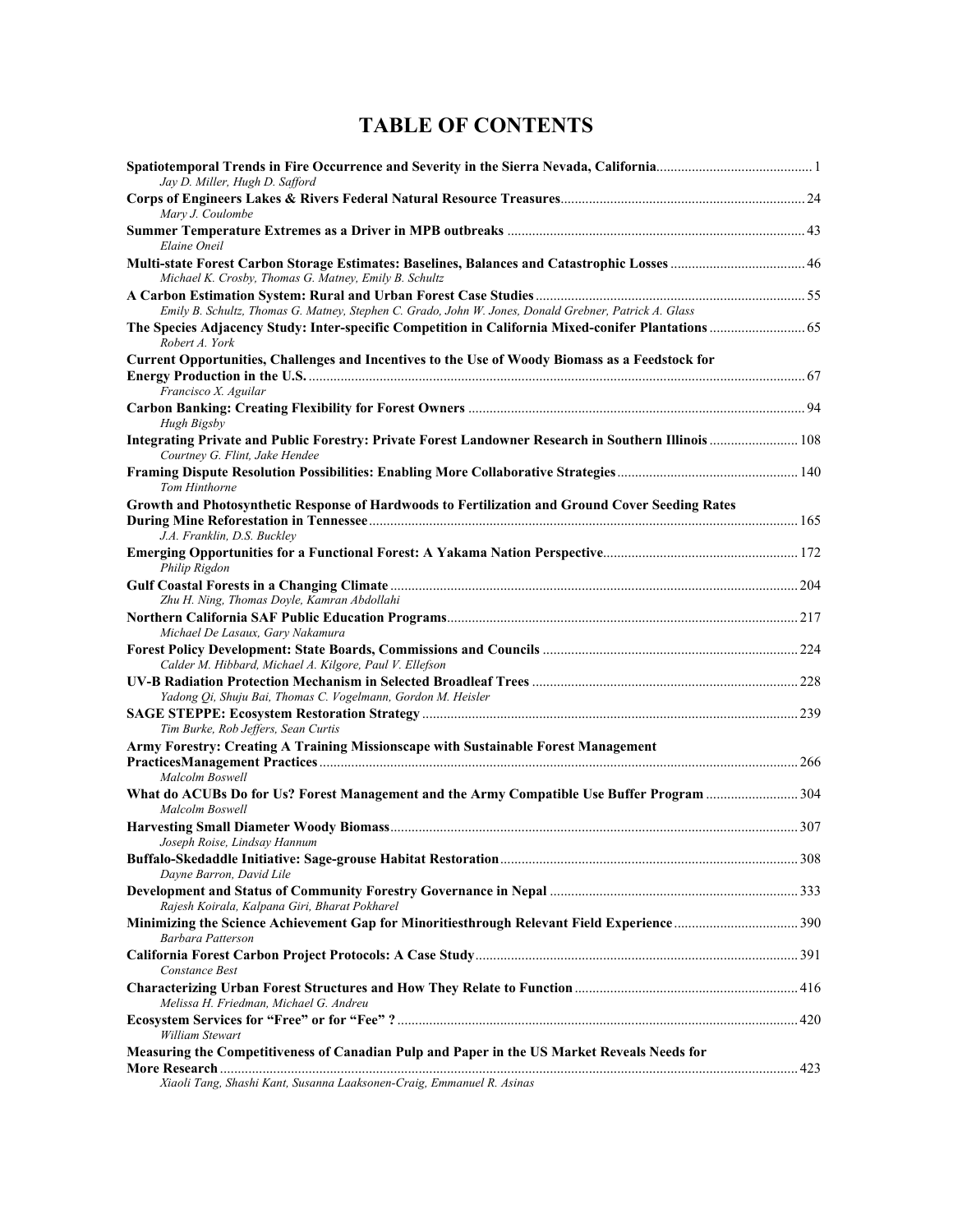# TABLE OF CONTENTS

**Spatiotemporal Trends in Fire Occurrence and Severity in the Sierra Nevada, California** ........ 1
*Jay D. Miller, Hugh D. Safford*

**Corps of Engineers Lakes & Rivers Federal Natural Resource Treasures** ........ 24
*Mary J. Coulombe*

**Summer Temperature Extremes as a Driver in MPB outbreaks** ........ 43
*Elaine Oneil*

**Multi-state Forest Carbon Storage Estimates: Baselines, Balances and Catastrophic Losses** ........ 46
*Michael K. Crosby, Thomas G. Matney, Emily B. Schultz*

**A Carbon Estimation System: Rural and Urban Forest Case Studies** ........ 55
*Emily B. Schultz, Thomas G. Matney, Stephen C. Grado, John W. Jones, Donald Grebner, Patrick A. Glass*

**The Species Adjacency Study: Inter-specific Competition in California Mixed-conifer Plantations** ........ 65
*Robert A. York*

**Current Opportunities, Challenges and Incentives to the Use of Woody Biomass as a Feedstock for Energy Production in the U.S.** ........ 67
*Francisco X. Aguilar*

**Carbon Banking: Creating Flexibility for Forest Owners** ........ 94
*Hugh Bigsby*

**Integrating Private and Public Forestry: Private Forest Landowner Research in Southern Illinois** ........ 108
*Courtney G. Flint, Jake Hendee*

**Framing Dispute Resolution Possibilities: Enabling More Collaborative Strategies** ........ 140
*Tom Hinthorne*

**Growth and Photosynthetic Response of Hardwoods to Fertilization and Ground Cover Seeding Rates During Mine Reforestation in Tennessee** ........ 165
*J.A. Franklin, D.S. Buckley*

**Emerging Opportunities for a Functional Forest: A Yakama Nation Perspective** ........ 172
*Philip Rigdon*

**Gulf Coastal Forests in a Changing Climate** ........ 204
*Zhu H. Ning, Thomas Doyle, Kamran Abdollahi*

**Northern California SAF Public Education Programs** ........ 217
*Michael De Lasaux, Gary Nakamura*

**Forest Policy Development: State Boards, Commissions and Councils** ........ 224
*Calder M. Hibbard, Michael A. Kilgore, Paul V. Ellefson*

**UV-B Radiation Protection Mechanism in Selected Broadleaf Trees** ........ 228
*Yadong Qi, Shuju Bai, Thomas C. Vogelmann, Gordon M. Heisler*

**SAGE STEPPE: Ecosystem Restoration Strategy** ........ 239
*Tim Burke, Rob Jeffers, Sean Curtis*

**Army Forestry: Creating A Training Missionscape with Sustainable Forest Management PracticesManagement Practices** ........ 266
*Malcolm Boswell*

**What do ACUBs Do for Us? Forest Management and the Army Compatible Use Buffer Program** ........ 304
*Malcolm Boswell*

**Harvesting Small Diameter Woody Biomass** ........ 307
*Joseph Roise, Lindsay Hannum*

**Buffalo-Skedaddle Initiative: Sage-grouse Habitat Restoration** ........ 308
*Dayne Barron, David Lile*

**Development and Status of Community Forestry Governance in Nepal** ........ 333
*Rajesh Koirala, Kalpana Giri, Bharat Pokharel*

**Minimizing the Science Achievement Gap for Minoritiesthrough Relevant Field Experience** ........ 390
*Barbara Patterson*

**California Forest Carbon Project Protocols: A Case Study** ........ 391
*Constance Best*

**Characterizing Urban Forest Structures and How They Relate to Function** ........ 416
*Melissa H. Friedman, Michael G. Andreu*

**Ecosystem Services for "Free" or for "Fee" ?** ........ 420
*William Stewart*

**Measuring the Competitiveness of Canadian Pulp and Paper in the US Market Reveals Needs for More Research** ........ 423
*Xiaoli Tang, Shashi Kant, Susanna Laaksonen-Craig, Emmanuel R. Asinas*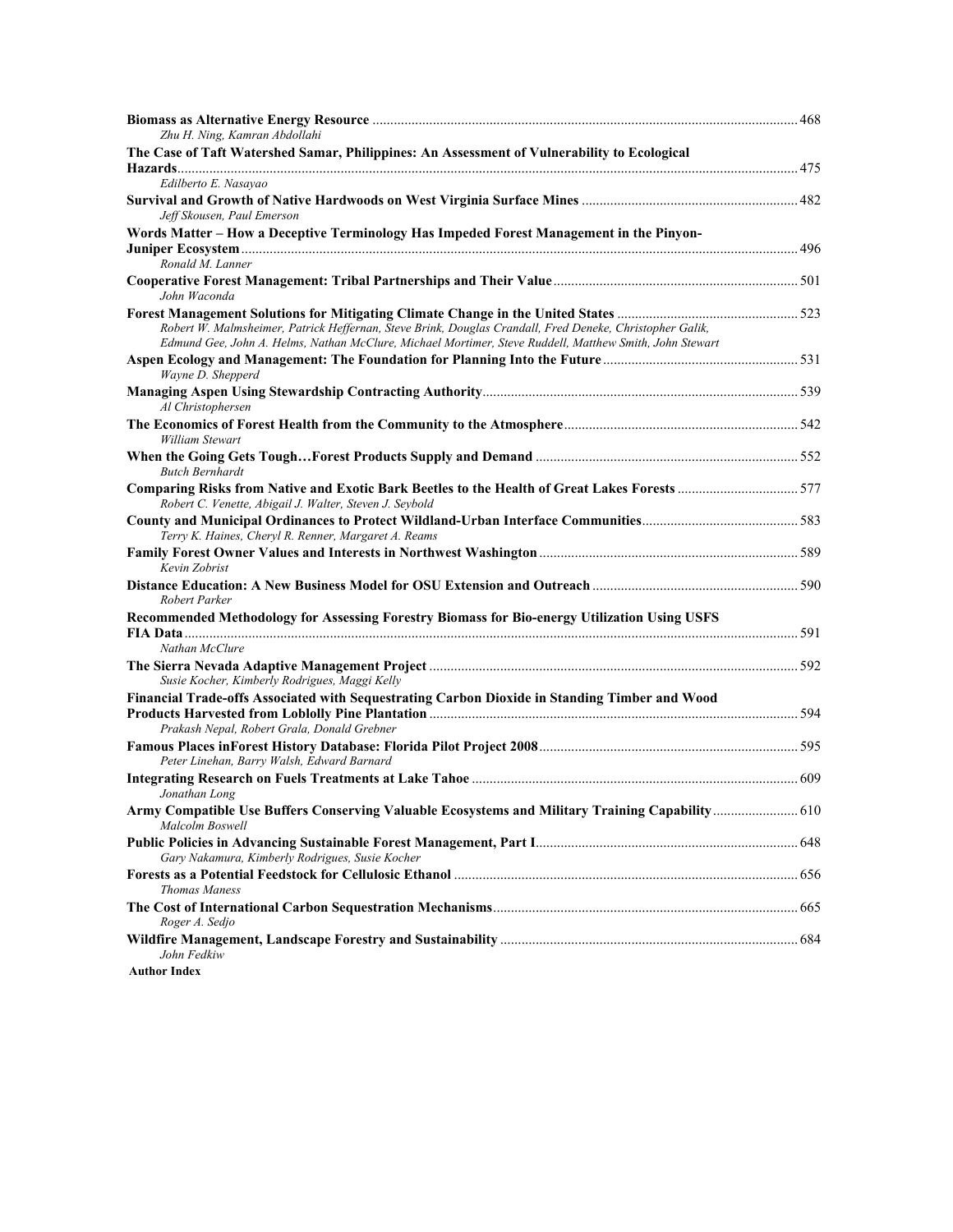**Biomass as Alternative Energy Resource** ...................................................................................................................... 468
*Zhu H. Ning, Kamran Abdollahi*

**The Case of Taft Watershed Samar, Philippines: An Assessment of Vulnerability to Ecological Hazards**............................................................................................................................................................................ 475
*Edilberto E. Nasayao*

**Survival and Growth of Native Hardwoods on West Virginia Surface Mines** ............................................................ 482
*Jeff Skousen, Paul Emerson*

**Words Matter – How a Deceptive Terminology Has Impeded Forest Management in the Pinyon-Juniper Ecosystem**........................................................................................................................................................... 496
*Ronald M. Lanner*

**Cooperative Forest Management: Tribal Partnerships and Their Value**.................................................................... 501
*John Waconda*

**Forest Management Solutions for Mitigating Climate Change in the United States** .................................................. 523
*Robert W. Malmsheimer, Patrick Heffernan, Steve Brink, Douglas Crandall, Fred Deneke, Christopher Galik, Edmund Gee, John A. Helms, Nathan McClure, Michael Mortimer, Steve Ruddell, Matthew Smith, John Stewart*

**Aspen Ecology and Management: The Foundation for Planning Into the Future**...................................................... 531
*Wayne D. Shepperd*

**Managing Aspen Using Stewardship Contracting Authority**........................................................................................ 539
*Al Christophersen*

**The Economics of Forest Health from the Community to the Atmosphere**................................................................. 542
*William Stewart*

**When the Going Gets Tough…Forest Products Supply and Demand** ......................................................................... 552
*Butch Bernhardt*

**Comparing Risks from Native and Exotic Bark Beetles to the Health of Great Lakes Forests** ................................. 577
*Robert C. Venette, Abigail J. Walter, Steven J. Seybold*

**County and Municipal Ordinances to Protect Wildland-Urban Interface Communities**........................................... 583
*Terry K. Haines, Cheryl R. Renner, Margaret A. Reams*

**Family Forest Owner Values and Interests in Northwest Washington** ........................................................................ 589
*Kevin Zobrist*

**Distance Education: A New Business Model for OSU Extension and Outreach** ......................................................... 590
*Robert Parker*

**Recommended Methodology for Assessing Forestry Biomass for Bio-energy Utilization Using USFS FIA Data**......................................................................................................................................................................... 591
*Nathan McClure*

**The Sierra Nevada Adaptive Management Project** ...................................................................................................... 592
*Susie Kocher, Kimberly Rodrigues, Maggi Kelly*

**Financial Trade-offs Associated with Sequestrating Carbon Dioxide in Standing Timber and Wood Products Harvested from Loblolly Pine Plantation** ...................................................................................................... 594
*Prakash Nepal, Robert Grala, Donald Grebner*

**Famous Places inForest History Database: Florida Pilot Project 2008**........................................................................ 595
*Peter Linehan, Barry Walsh, Edward Barnard*

**Integrating Research on Fuels Treatments at Lake Tahoe** ........................................................................................... 609
*Jonathan Long*

**Army Compatible Use Buffers Conserving Valuable Ecosystems and Military Training Capability**........................ 610
*Malcolm Boswell*

**Public Policies in Advancing Sustainable Forest Management, Part I**......................................................................... 648
*Gary Nakamura, Kimberly Rodrigues, Susie Kocher*

**Forests as a Potential Feedstock for Cellulosic Ethanol** ................................................................................................ 656
*Thomas Maness*

**The Cost of International Carbon Sequestration Mechanisms**..................................................................................... 665
*Roger A. Sedjo*

**Wildfire Management, Landscape Forestry and Sustainability** ................................................................................... 684
*John Fedkiw*

**Author Index**